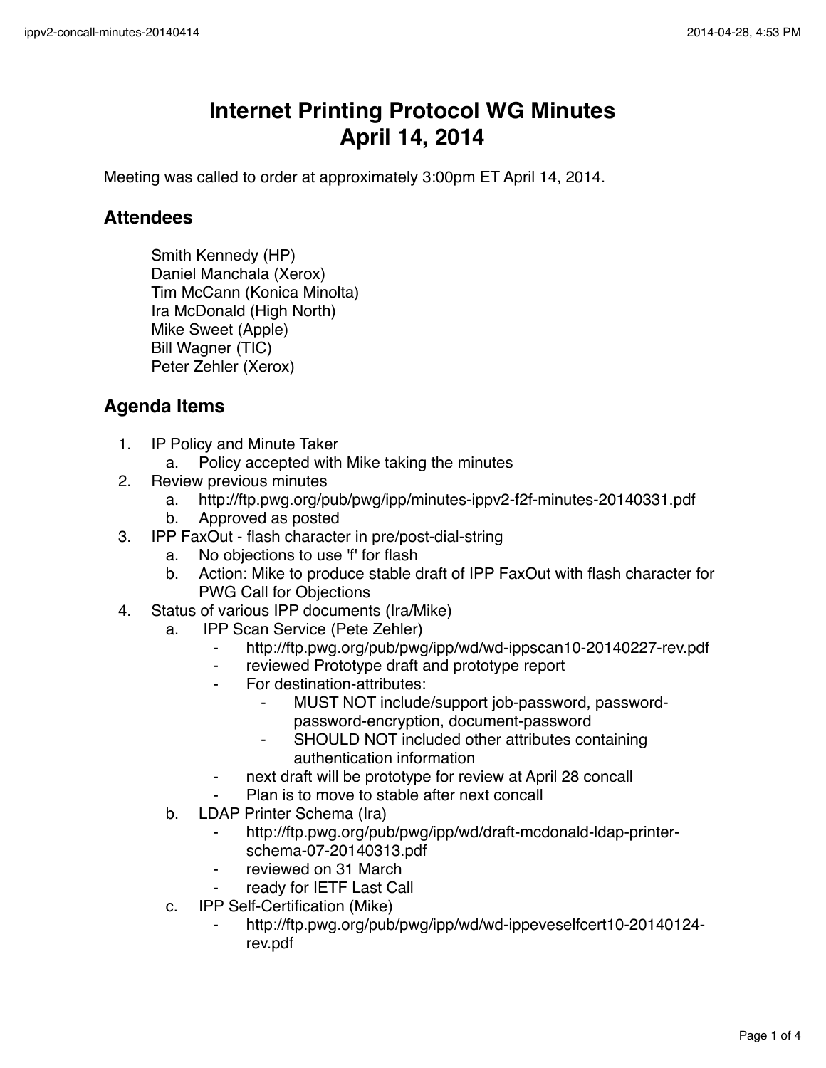# Internet Printing Protocol WG Minutes
# April 14, 2014

Meeting was called to order at approximately 3:00pm ET April 14, 2014.

## Attendees

Smith Kennedy (HP)
Daniel Manchala (Xerox)
Tim McCann (Konica Minolta)
Ira McDonald (High North)
Mike Sweet (Apple)
Bill Wagner (TIC)
Peter Zehler (Xerox)

## Agenda Items

1. IP Policy and Minute Taker
    a. Policy accepted with Mike taking the minutes
2. Review previous minutes
    a. http://ftp.pwg.org/pub/pwg/ipp/minutes-ippv2-f2f-minutes-20140331.pdf
    b. Approved as posted
3. IPP FaxOut - flash character in pre/post-dial-string
    a. No objections to use 'f' for flash
    b. Action: Mike to produce stable draft of IPP FaxOut with flash character for PWG Call for Objections
4. Status of various IPP documents (Ira/Mike)
    a. IPP Scan Service (Pete Zehler)
        - http://ftp.pwg.org/pub/pwg/ipp/wd/wd-ippscan10-20140227-rev.pdf
        - reviewed Prototype draft and prototype report
        - For destination-attributes:
            - MUST NOT include/support job-password, password-password-encryption, document-password
            - SHOULD NOT included other attributes containing authentication information
        - next draft will be prototype for review at April 28 concall
        - Plan is to move to stable after next concall
    b. LDAP Printer Schema (Ira)
        - http://ftp.pwg.org/pub/pwg/ipp/wd/draft-mcdonald-ldap-printer-schema-07-20140313.pdf
        - reviewed on 31 March
        - ready for IETF Last Call
    c. IPP Self-Certification (Mike)
        - http://ftp.pwg.org/pub/pwg/ipp/wd/wd-ippeveselfcert10-20140124-rev.pdf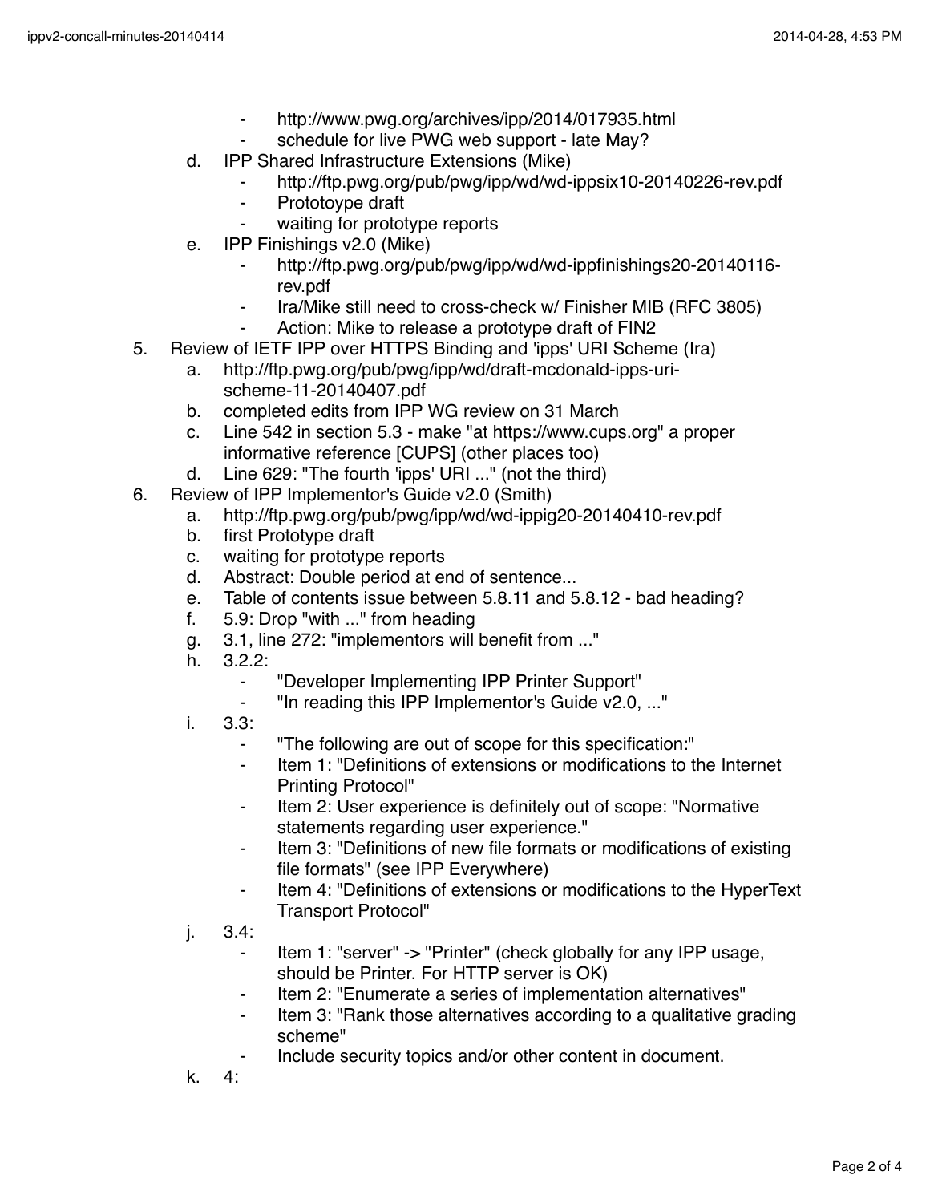- http://www.pwg.org/archives/ipp/2014/017935.html
        - schedule for live PWG web support - late May?
    d. IPP Shared Infrastructure Extensions (Mike)
        - http://ftp.pwg.org/pub/pwg/ipp/wd/wd-ippsix10-20140226-rev.pdf
        - Prototoype draft
        - waiting for prototype reports
    e. IPP Finishings v2.0 (Mike)
        - http://ftp.pwg.org/pub/pwg/ipp/wd/wd-ippfinishings20-20140116-rev.pdf
        - Ira/Mike still need to cross-check w/ Finisher MIB (RFC 3805)
        - Action: Mike to release a prototype draft of FIN2

5. Review of IETF IPP over HTTPS Binding and 'ipps' URI Scheme (Ira)
    a. http://ftp.pwg.org/pub/pwg/ipp/wd/draft-mcdonald-ipps-uri-scheme-11-20140407.pdf
    b. completed edits from IPP WG review on 31 March
    c. Line 542 in section 5.3 - make "at https://www.cups.org" a proper informative reference [CUPS] (other places too)
    d. Line 629: "The fourth 'ipps' URI ..." (not the third)

6. Review of IPP Implementor's Guide v2.0 (Smith)
    a. http://ftp.pwg.org/pub/pwg/ipp/wd/wd-ippig20-20140410-rev.pdf
    b. first Prototype draft
    c. waiting for prototype reports
    d. Abstract: Double period at end of sentence...
    e. Table of contents issue between 5.8.11 and 5.8.12 - bad heading?
    f. 5.9: Drop "with ..." from heading
    g. 3.1, line 272: "implementors will benefit from ..."
    h. 3.2.2:
        - "Developer Implementing IPP Printer Support"
        - "In reading this IPP Implementor's Guide v2.0, ..."
    i. 3.3:
        - "The following are out of scope for this specification:"
        - Item 1: "Definitions of extensions or modifications to the Internet Printing Protocol"
        - Item 2: User experience is definitely out of scope: "Normative statements regarding user experience."
        - Item 3: "Definitions of new file formats or modifications of existing file formats" (see IPP Everywhere)
        - Item 4: "Definitions of extensions or modifications to the HyperText Transport Protocol"
    j. 3.4:
        - Item 1: "server" -> "Printer" (check globally for any IPP usage, should be Printer. For HTTP server is OK)
        - Item 2: "Enumerate a series of implementation alternatives"
        - Item 3: "Rank those alternatives according to a qualitative grading scheme"
        - Include security topics and/or other content in document.
    k. 4: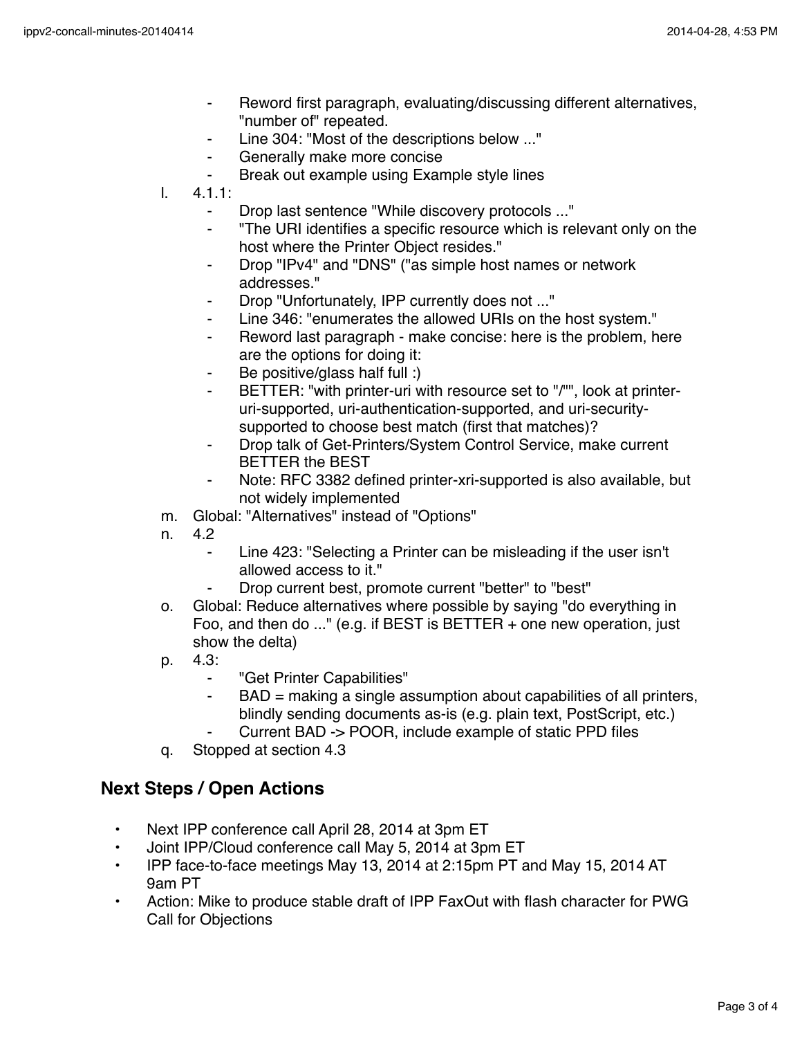- Reword first paragraph, evaluating/discussing different alternatives, "number of" repeated.
- Line 304: "Most of the descriptions below ..."
- Generally make more concise
- Break out example using Example style lines

l. 4.1.1:
   - Drop last sentence "While discovery protocols ..."
   - "The URI identifies a specific resource which is relevant only on the host where the Printer Object resides."
   - Drop "IPv4" and "DNS" ("as simple host names or network addresses."
   - Drop "Unfortunately, IPP currently does not ..."
   - Line 346: "enumerates the allowed URIs on the host system."
   - Reword last paragraph - make concise: here is the problem, here are the options for doing it:
   - Be positive/glass half full :)
   - BETTER: "with printer-uri with resource set to "/"", look at printer-uri-supported, uri-authentication-supported, and uri-security-supported to choose best match (first that matches)?
   - Drop talk of Get-Printers/System Control Service, make current BETTER the BEST
   - Note: RFC 3382 defined printer-xri-supported is also available, but not widely implemented

m. Global: "Alternatives" instead of "Options"

n. 4.2
   - Line 423: "Selecting a Printer can be misleading if the user isn't allowed access to it."
   - Drop current best, promote current "better" to "best"

o. Global: Reduce alternatives where possible by saying "do everything in Foo, and then do ..." (e.g. if BEST is BETTER + one new operation, just show the delta)

p. 4.3:
   - "Get Printer Capabilities"
   - BAD = making a single assumption about capabilities of all printers, blindly sending documents as-is (e.g. plain text, PostScript, etc.)
   - Current BAD -> POOR, include example of static PPD files

q. Stopped at section 4.3

## Next Steps / Open Actions

- Next IPP conference call April 28, 2014 at 3pm ET
- Joint IPP/Cloud conference call May 5, 2014 at 3pm ET
- IPP face-to-face meetings May 13, 2014 at 2:15pm PT and May 15, 2014 AT 9am PT
- Action: Mike to produce stable draft of IPP FaxOut with flash character for PWG Call for Objections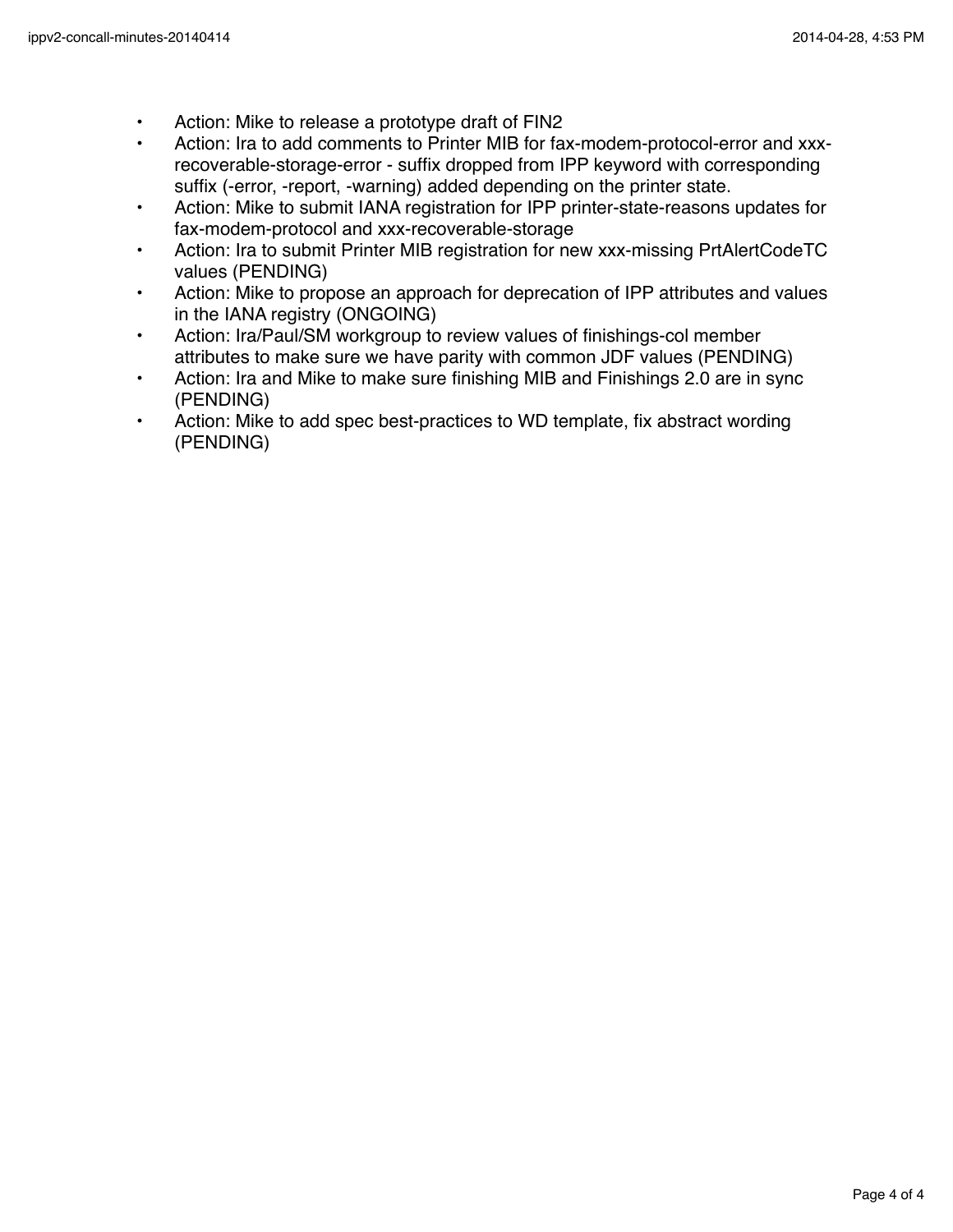- Action: Mike to release a prototype draft of FIN2
- Action: Ira to add comments to Printer MIB for fax-modem-protocol-error and xxx-recoverable-storage-error - suffix dropped from IPP keyword with corresponding suffix (-error, -report, -warning) added depending on the printer state.
- Action: Mike to submit IANA registration for IPP printer-state-reasons updates for fax-modem-protocol and xxx-recoverable-storage
- Action: Ira to submit Printer MIB registration for new xxx-missing PrtAlertCodeTC values (PENDING)
- Action: Mike to propose an approach for deprecation of IPP attributes and values in the IANA registry (ONGOING)
- Action: Ira/Paul/SM workgroup to review values of finishings-col member attributes to make sure we have parity with common JDF values (PENDING)
- Action: Ira and Mike to make sure finishing MIB and Finishings 2.0 are in sync (PENDING)
- Action: Mike to add spec best-practices to WD template, fix abstract wording (PENDING)